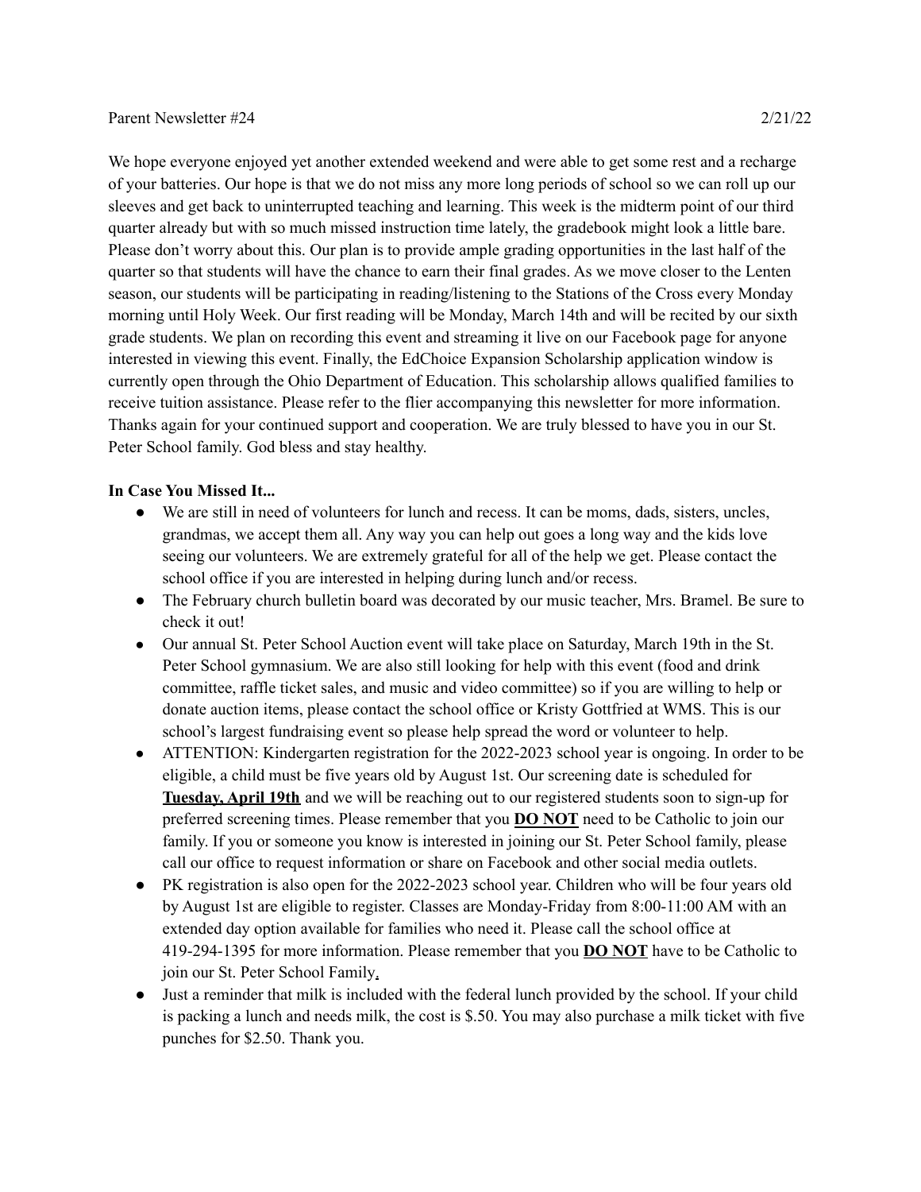Parent Newsletter #24 2/21/22

We hope everyone enjoyed yet another extended weekend and were able to get some rest and a recharge of your batteries. Our hope is that we do not miss any more long periods of school so we can roll up our sleeves and get back to uninterrupted teaching and learning. This week is the midterm point of our third quarter already but with so much missed instruction time lately, the gradebook might look a little bare. Please don't worry about this. Our plan is to provide ample grading opportunities in the last half of the quarter so that students will have the chance to earn their final grades. As we move closer to the Lenten season, our students will be participating in reading/listening to the Stations of the Cross every Monday morning until Holy Week. Our first reading will be Monday, March 14th and will be recited by our sixth grade students. We plan on recording this event and streaming it live on our Facebook page for anyone interested in viewing this event. Finally, the EdChoice Expansion Scholarship application window is currently open through the Ohio Department of Education. This scholarship allows qualified families to receive tuition assistance. Please refer to the flier accompanying this newsletter for more information. Thanks again for your continued support and cooperation. We are truly blessed to have you in our St. Peter School family. God bless and stay healthy.

**In Case You Missed It...**

- We are still in need of volunteers for lunch and recess. It can be moms, dads, sisters, uncles, grandmas, we accept them all. Any way you can help out goes a long way and the kids love seeing our volunteers. We are extremely grateful for all of the help we get. Please contact the school office if you are interested in helping during lunch and/or recess.
- The February church bulletin board was decorated by our music teacher, Mrs. Bramel. Be sure to check it out!
- Our annual St. Peter School Auction event will take place on Saturday, March 19th in the St. Peter School gymnasium. We are also still looking for help with this event (food and drink committee, raffle ticket sales, and music and video committee) so if you are willing to help or donate auction items, please contact the school office or Kristy Gottfried at WMS. This is our school's largest fundraising event so please help spread the word or volunteer to help.
- ATTENTION: Kindergarten registration for the 2022-2023 school year is ongoing. In order to be eligible, a child must be five years old by August 1st. Our screening date is scheduled for **<u>Tuesday, April 19th</u>** and we will be reaching out to our registered students soon to sign-up for preferred screening times. Please remember that you **<u>DO NOT</u>** need to be Catholic to join our family. If you or someone you know is interested in joining our St. Peter School family, please call our office to request information or share on Facebook and other social media outlets.
- PK registration is also open for the 2022-2023 school year. Children who will be four years old by August 1st are eligible to register. Classes are Monday-Friday from 8:00-11:00 AM with an extended day option available for families who need it. Please call the school office at 419-294-1395 for more information. Please remember that you **<u>DO NOT</u>** have to be Catholic to join our St. Peter School Family.
- Just a reminder that milk is included with the federal lunch provided by the school. If your child is packing a lunch and needs milk, the cost is $.50. You may also purchase a milk ticket with five punches for $2.50. Thank you.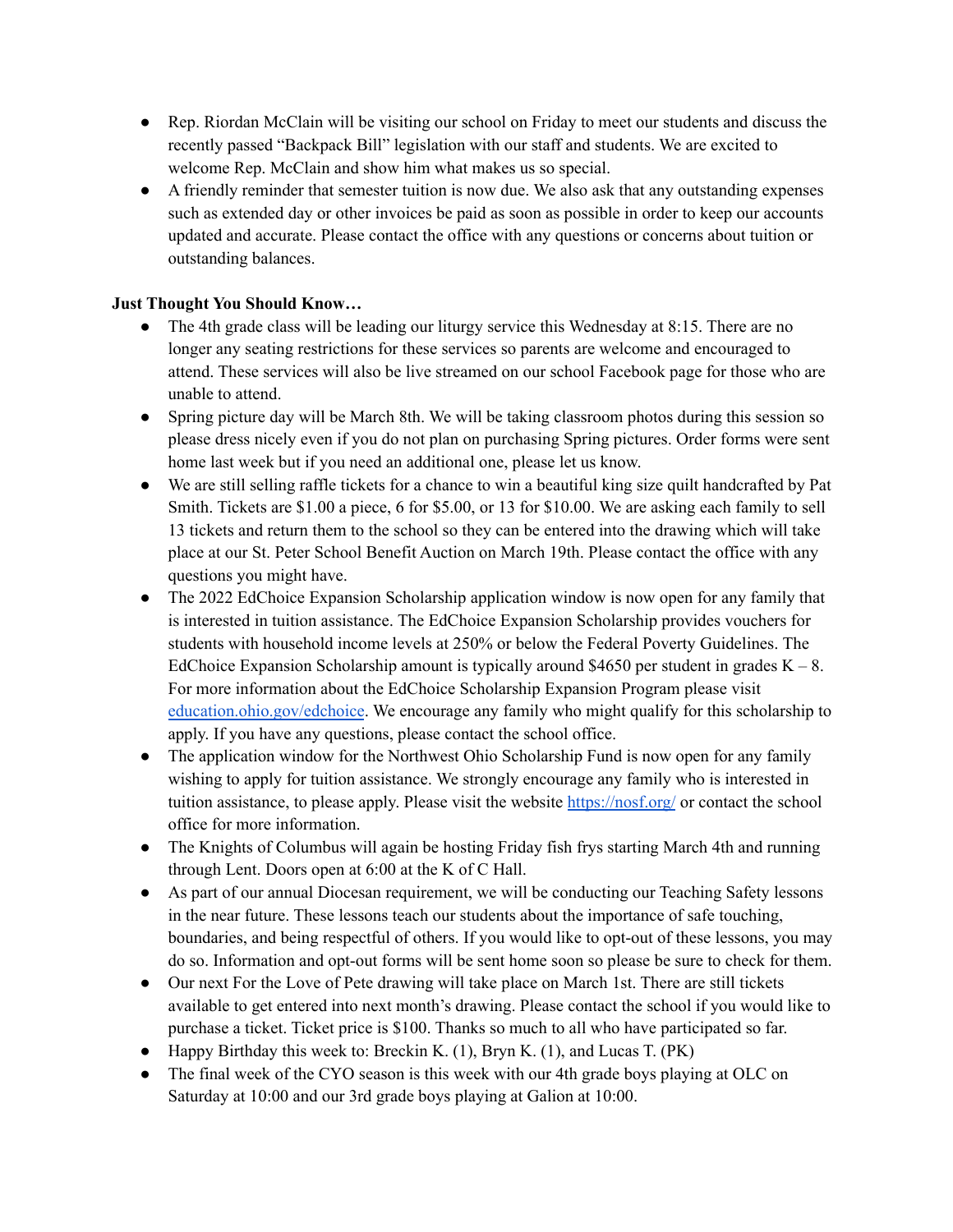- Rep. Riordan McClain will be visiting our school on Friday to meet our students and discuss the recently passed "Backpack Bill" legislation with our staff and students. We are excited to welcome Rep. McClain and show him what makes us so special.
- A friendly reminder that semester tuition is now due. We also ask that any outstanding expenses such as extended day or other invoices be paid as soon as possible in order to keep our accounts updated and accurate. Please contact the office with any questions or concerns about tuition or outstanding balances.

**Just Thought You Should Know…**

- The 4th grade class will be leading our liturgy service this Wednesday at 8:15. There are no longer any seating restrictions for these services so parents are welcome and encouraged to attend. These services will also be live streamed on our school Facebook page for those who are unable to attend.
- Spring picture day will be March 8th. We will be taking classroom photos during this session so please dress nicely even if you do not plan on purchasing Spring pictures. Order forms were sent home last week but if you need an additional one, please let us know.
- We are still selling raffle tickets for a chance to win a beautiful king size quilt handcrafted by Pat Smith. Tickets are $1.00 a piece, 6 for $5.00, or 13 for $10.00. We are asking each family to sell 13 tickets and return them to the school so they can be entered into the drawing which will take place at our St. Peter School Benefit Auction on March 19th. Please contact the office with any questions you might have.
- The 2022 EdChoice Expansion Scholarship application window is now open for any family that is interested in tuition assistance. The EdChoice Expansion Scholarship provides vouchers for students with household income levels at 250% or below the Federal Poverty Guidelines. The EdChoice Expansion Scholarship amount is typically around $4650 per student in grades K – 8. For more information about the EdChoice Scholarship Expansion Program please visit [education.ohio.gov/edchoice](education.ohio.gov/edchoice). We encourage any family who might qualify for this scholarship to apply. If you have any questions, please contact the school office.
- The application window for the Northwest Ohio Scholarship Fund is now open for any family wishing to apply for tuition assistance. We strongly encourage any family who is interested in tuition assistance, to please apply. Please visit the website [https://nosf.org/](https://nosf.org/) or contact the school office for more information.
- The Knights of Columbus will again be hosting Friday fish frys starting March 4th and running through Lent. Doors open at 6:00 at the K of C Hall.
- As part of our annual Diocesan requirement, we will be conducting our Teaching Safety lessons in the near future. These lessons teach our students about the importance of safe touching, boundaries, and being respectful of others. If you would like to opt-out of these lessons, you may do so. Information and opt-out forms will be sent home soon so please be sure to check for them.
- Our next For the Love of Pete drawing will take place on March 1st. There are still tickets available to get entered into next month's drawing. Please contact the school if you would like to purchase a ticket. Ticket price is $100. Thanks so much to all who have participated so far.
- Happy Birthday this week to: Breckin K. (1), Bryn K. (1), and Lucas T. (PK)
- The final week of the CYO season is this week with our 4th grade boys playing at OLC on Saturday at 10:00 and our 3rd grade boys playing at Galion at 10:00.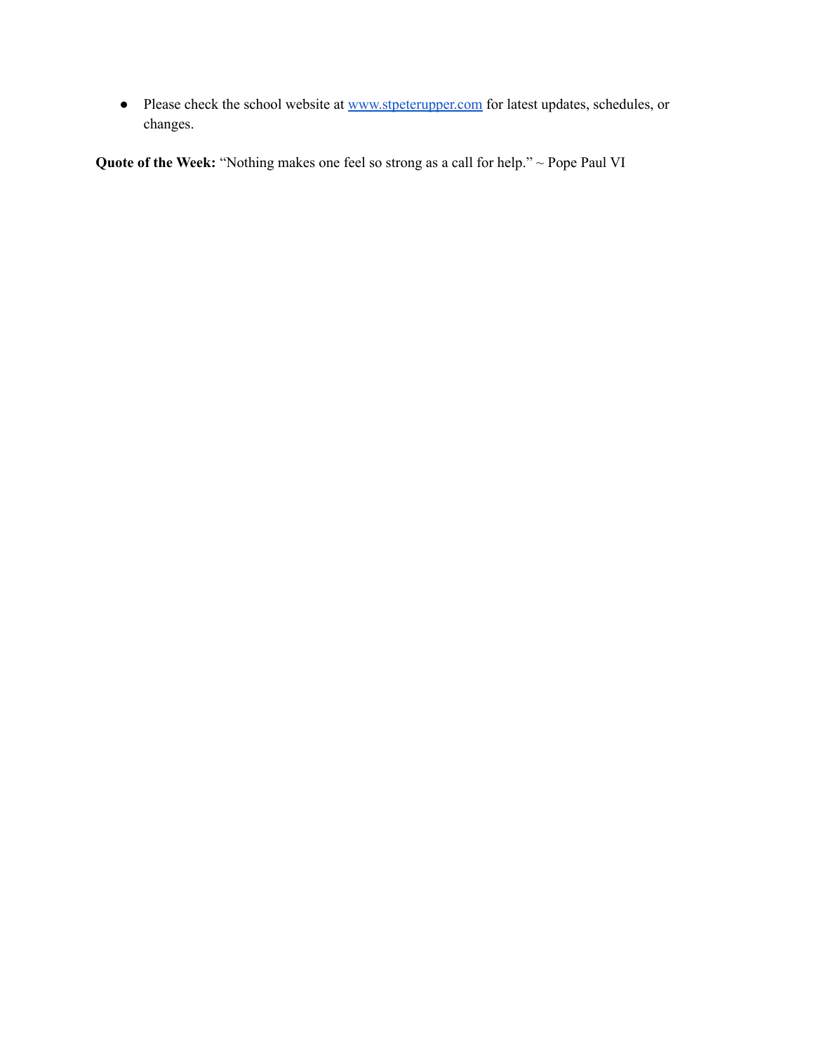- Please check the school website at [www.stpeterupper.com](http://www.stpeterupper.com) for latest updates, schedules, or changes.

**Quote of the Week:** "Nothing makes one feel so strong as a call for help." ~ Pope Paul VI